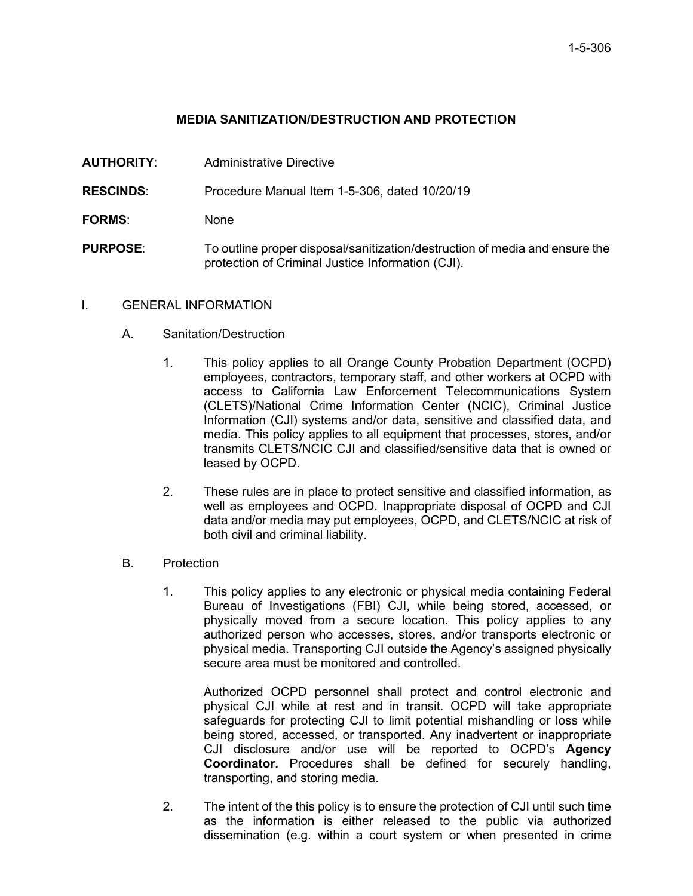# MEDIA SANITIZATION/DESTRUCTION AND PROTECTION

**AUTHORITY**: Administrative Directive

**RESCINDS**: Procedure Manual Item 1-5-306, dated 10/20/19

**FORMS**: None

**PURPOSE**: To outline proper disposal/sanitization/destruction of media and ensure the protection of Criminal Justice Information (CJI).

I. GENERAL INFORMATION

A. Sanitation/Destruction

1. This policy applies to all Orange County Probation Department (OCPD) employees, contractors, temporary staff, and other workers at OCPD with access to California Law Enforcement Telecommunications System (CLETS)/National Crime Information Center (NCIC), Criminal Justice Information (CJI) systems and/or data, sensitive and classified data, and media. This policy applies to all equipment that processes, stores, and/or transmits CLETS/NCIC CJI and classified/sensitive data that is owned or leased by OCPD.

2. These rules are in place to protect sensitive and classified information, as well as employees and OCPD. Inappropriate disposal of OCPD and CJI data and/or media may put employees, OCPD, and CLETS/NCIC at risk of both civil and criminal liability.

B. Protection

1. This policy applies to any electronic or physical media containing Federal Bureau of Investigations (FBI) CJI, while being stored, accessed, or physically moved from a secure location. This policy applies to any authorized person who accesses, stores, and/or transports electronic or physical media. Transporting CJI outside the Agency's assigned physically secure area must be monitored and controlled.

   Authorized OCPD personnel shall protect and control electronic and physical CJI while at rest and in transit. OCPD will take appropriate safeguards for protecting CJI to limit potential mishandling or loss while being stored, accessed, or transported. Any inadvertent or inappropriate CJI disclosure and/or use will be reported to OCPD's **Agency Coordinator.** Procedures shall be defined for securely handling, transporting, and storing media.

2. The intent of the this policy is to ensure the protection of CJI until such time as the information is either released to the public via authorized dissemination (e.g. within a court system or when presented in crime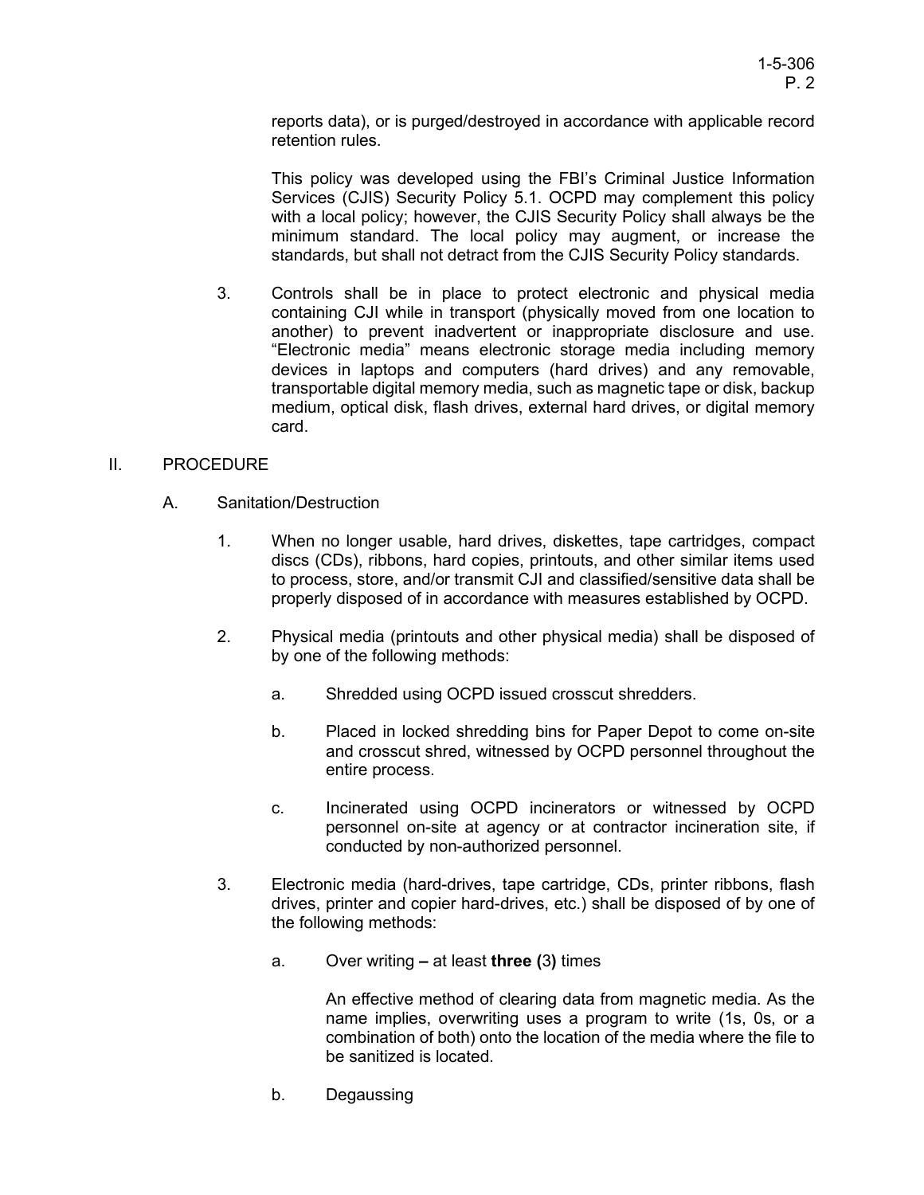reports data), or is purged/destroyed in accordance with applicable record retention rules.

This policy was developed using the FBI's Criminal Justice Information Services (CJIS) Security Policy 5.1. OCPD may complement this policy with a local policy; however, the CJIS Security Policy shall always be the minimum standard. The local policy may augment, or increase the standards, but shall not detract from the CJIS Security Policy standards.

3. Controls shall be in place to protect electronic and physical media containing CJI while in transport (physically moved from one location to another) to prevent inadvertent or inappropriate disclosure and use. "Electronic media" means electronic storage media including memory devices in laptops and computers (hard drives) and any removable, transportable digital memory media, such as magnetic tape or disk, backup medium, optical disk, flash drives, external hard drives, or digital memory card.

## II. PROCEDURE

### A. Sanitation/Destruction

1. When no longer usable, hard drives, diskettes, tape cartridges, compact discs (CDs), ribbons, hard copies, printouts, and other similar items used to process, store, and/or transmit CJI and classified/sensitive data shall be properly disposed of in accordance with measures established by OCPD.

2. Physical media (printouts and other physical media) shall be disposed of by one of the following methods:

   a. Shredded using OCPD issued crosscut shredders.

   b. Placed in locked shredding bins for Paper Depot to come on-site and crosscut shred, witnessed by OCPD personnel throughout the entire process.

   c. Incinerated using OCPD incinerators or witnessed by OCPD personnel on-site at agency or at contractor incineration site, if conducted by non-authorized personnel.

3. Electronic media (hard-drives, tape cartridge, CDs, printer ribbons, flash drives, printer and copier hard-drives, etc.) shall be disposed of by one of the following methods:

   a. Over writing **–** at least **three (**3**)** times

      An effective method of clearing data from magnetic media. As the name implies, overwriting uses a program to write (1s, 0s, or a combination of both) onto the location of the media where the file to be sanitized is located.

   b. Degaussing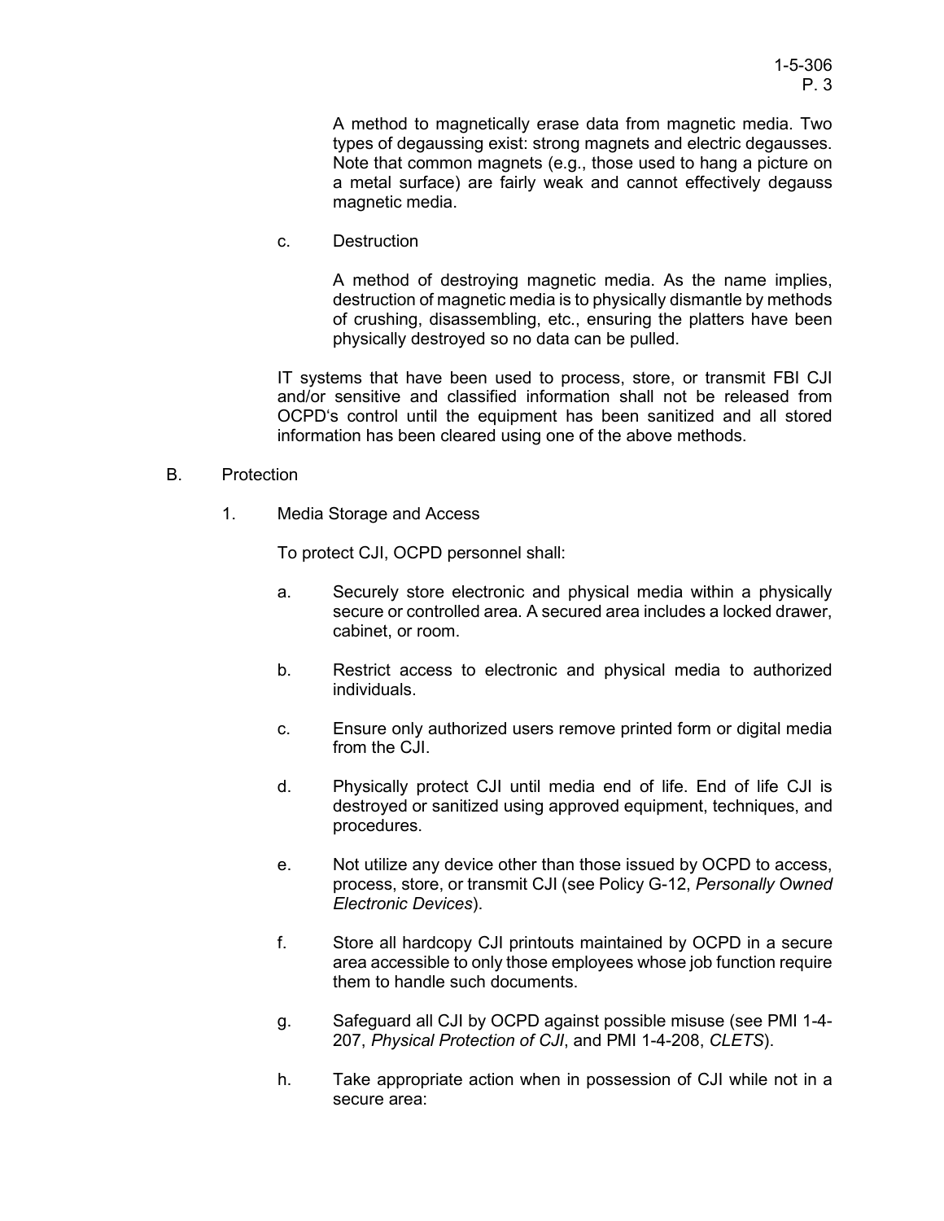A method to magnetically erase data from magnetic media. Two types of degaussing exist: strong magnets and electric degausses. Note that common magnets (e.g., those used to hang a picture on a metal surface) are fairly weak and cannot effectively degauss magnetic media.

c. Destruction

A method of destroying magnetic media. As the name implies, destruction of magnetic media is to physically dismantle by methods of crushing, disassembling, etc., ensuring the platters have been physically destroyed so no data can be pulled.

IT systems that have been used to process, store, or transmit FBI CJI and/or sensitive and classified information shall not be released from OCPD's control until the equipment has been sanitized and all stored information has been cleared using one of the above methods.

B. Protection

1. Media Storage and Access

To protect CJI, OCPD personnel shall:

a. Securely store electronic and physical media within a physically secure or controlled area. A secured area includes a locked drawer, cabinet, or room.

b. Restrict access to electronic and physical media to authorized individuals.

c. Ensure only authorized users remove printed form or digital media from the CJI.

d. Physically protect CJI until media end of life. End of life CJI is destroyed or sanitized using approved equipment, techniques, and procedures.

e. Not utilize any device other than those issued by OCPD to access, process, store, or transmit CJI (see Policy G-12, *Personally Owned Electronic Devices*).

f. Store all hardcopy CJI printouts maintained by OCPD in a secure area accessible to only those employees whose job function require them to handle such documents.

g. Safeguard all CJI by OCPD against possible misuse (see PMI 1-4-207, *Physical Protection of CJI*, and PMI 1-4-208, *CLETS*).

h. Take appropriate action when in possession of CJI while not in a secure area: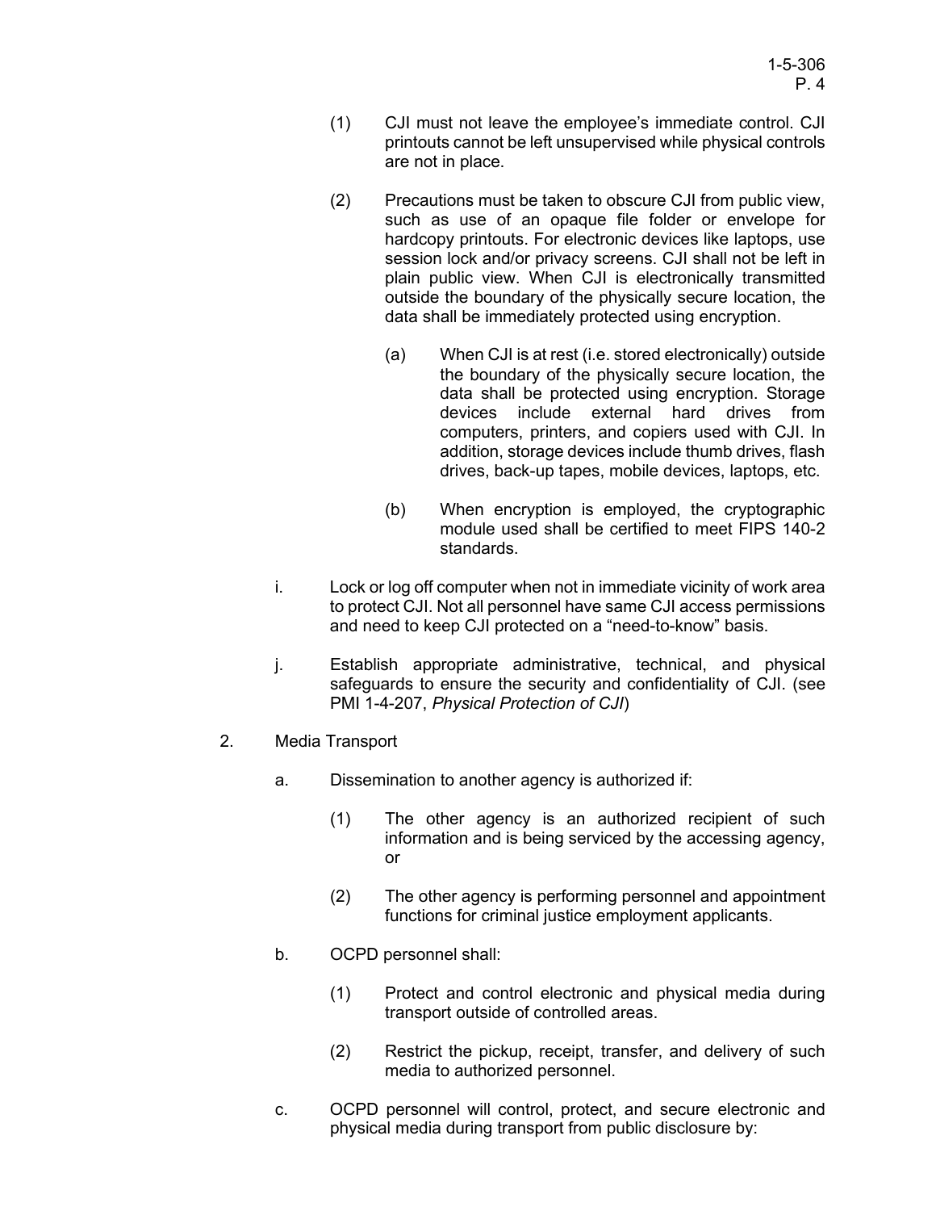(1) CJI must not leave the employee's immediate control. CJI printouts cannot be left unsupervised while physical controls are not in place.

(2) Precautions must be taken to obscure CJI from public view, such as use of an opaque file folder or envelope for hardcopy printouts. For electronic devices like laptops, use session lock and/or privacy screens. CJI shall not be left in plain public view. When CJI is electronically transmitted outside the boundary of the physically secure location, the data shall be immediately protected using encryption.

(a) When CJI is at rest (i.e. stored electronically) outside the boundary of the physically secure location, the data shall be protected using encryption. Storage devices include external hard drives from computers, printers, and copiers used with CJI. In addition, storage devices include thumb drives, flash drives, back-up tapes, mobile devices, laptops, etc.

(b) When encryption is employed, the cryptographic module used shall be certified to meet FIPS 140-2 standards.

i. Lock or log off computer when not in immediate vicinity of work area to protect CJI. Not all personnel have same CJI access permissions and need to keep CJI protected on a "need-to-know" basis.

j. Establish appropriate administrative, technical, and physical safeguards to ensure the security and confidentiality of CJI. (see PMI 1-4-207, *Physical Protection of CJI*)

2. Media Transport

a. Dissemination to another agency is authorized if:

(1) The other agency is an authorized recipient of such information and is being serviced by the accessing agency, or

(2) The other agency is performing personnel and appointment functions for criminal justice employment applicants.

b. OCPD personnel shall:

(1) Protect and control electronic and physical media during transport outside of controlled areas.

(2) Restrict the pickup, receipt, transfer, and delivery of such media to authorized personnel.

c. OCPD personnel will control, protect, and secure electronic and physical media during transport from public disclosure by: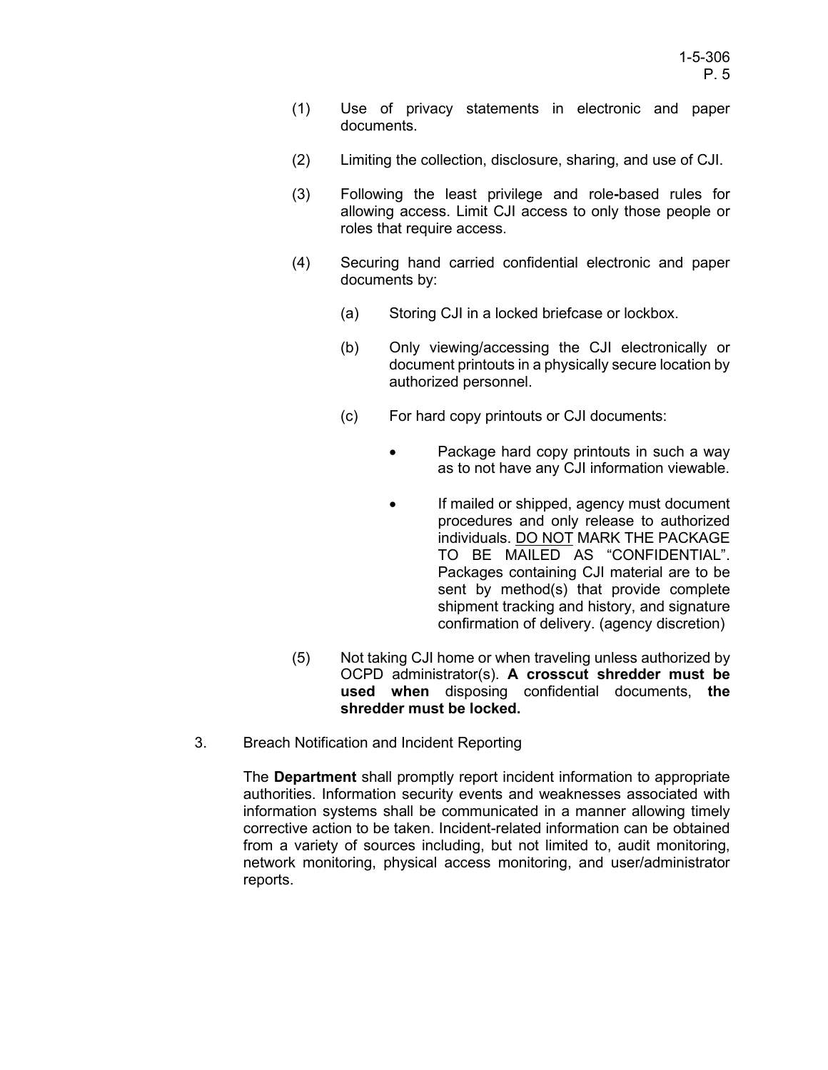(1) Use of privacy statements in electronic and paper documents.

(2) Limiting the collection, disclosure, sharing, and use of CJI.

(3) Following the least privilege and role-based rules for allowing access. Limit CJI access to only those people or roles that require access.

(4) Securing hand carried confidential electronic and paper documents by:

    (a) Storing CJI in a locked briefcase or lockbox.

    (b) Only viewing/accessing the CJI electronically or document printouts in a physically secure location by authorized personnel.

    (c) For hard copy printouts or CJI documents:

    - Package hard copy printouts in such a way as to not have any CJI information viewable.
    - If mailed or shipped, agency must document procedures and only release to authorized individuals. <u>DO NOT</u> MARK THE PACKAGE TO BE MAILED AS "CONFIDENTIAL". Packages containing CJI material are to be sent by method(s) that provide complete shipment tracking and history, and signature confirmation of delivery. (agency discretion)

(5) Not taking CJI home or when traveling unless authorized by OCPD administrator(s). **A crosscut shredder must be used when** disposing confidential documents, **the shredder must be locked.**

3. Breach Notification and Incident Reporting

The **Department** shall promptly report incident information to appropriate authorities. Information security events and weaknesses associated with information systems shall be communicated in a manner allowing timely corrective action to be taken. Incident-related information can be obtained from a variety of sources including, but not limited to, audit monitoring, network monitoring, physical access monitoring, and user/administrator reports.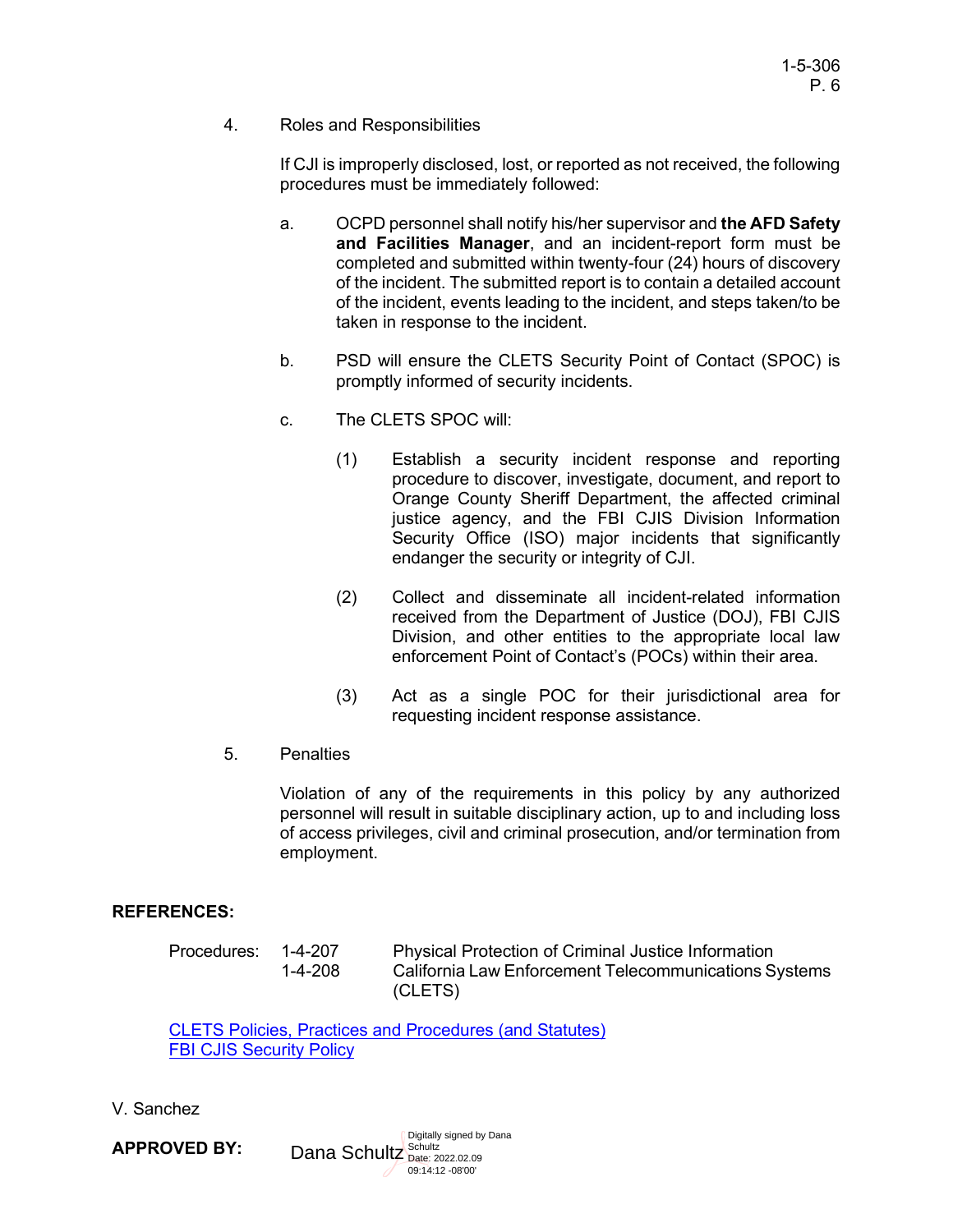4. Roles and Responsibilities

   If CJI is improperly disclosed, lost, or reported as not received, the following procedures must be immediately followed:

   a. OCPD personnel shall notify his/her supervisor and **the AFD Safety and Facilities Manager**, and an incident-report form must be completed and submitted within twenty-four (24) hours of discovery of the incident. The submitted report is to contain a detailed account of the incident, events leading to the incident, and steps taken/to be taken in response to the incident.

   b. PSD will ensure the CLETS Security Point of Contact (SPOC) is promptly informed of security incidents.

   c. The CLETS SPOC will:

      (1) Establish a security incident response and reporting procedure to discover, investigate, document, and report to Orange County Sheriff Department, the affected criminal justice agency, and the FBI CJIS Division Information Security Office (ISO) major incidents that significantly endanger the security or integrity of CJI.

      (2) Collect and disseminate all incident-related information received from the Department of Justice (DOJ), FBI CJIS Division, and other entities to the appropriate local law enforcement Point of Contact's (POCs) within their area.

      (3) Act as a single POC for their jurisdictional area for requesting incident response assistance.

5. Penalties

   Violation of any of the requirements in this policy by any authorized personnel will result in suitable disciplinary action, up to and including loss of access privileges, civil and criminal prosecution, and/or termination from employment.

**REFERENCES:**

| | | |
|---|---|---|
| Procedures: | 1-4-207 | Physical Protection of Criminal Justice Information |
| | 1-4-208 | California Law Enforcement Telecommunications Systems (CLETS) |

CLETS Policies, Practices and Procedures (and Statutes)
FBI CJIS Security Policy

V. Sanchez

**APPROVED BY:** Dana Schultz

Digitally signed by Dana Schultz
Date: 2022.02.09 09:14:12 -08'00'